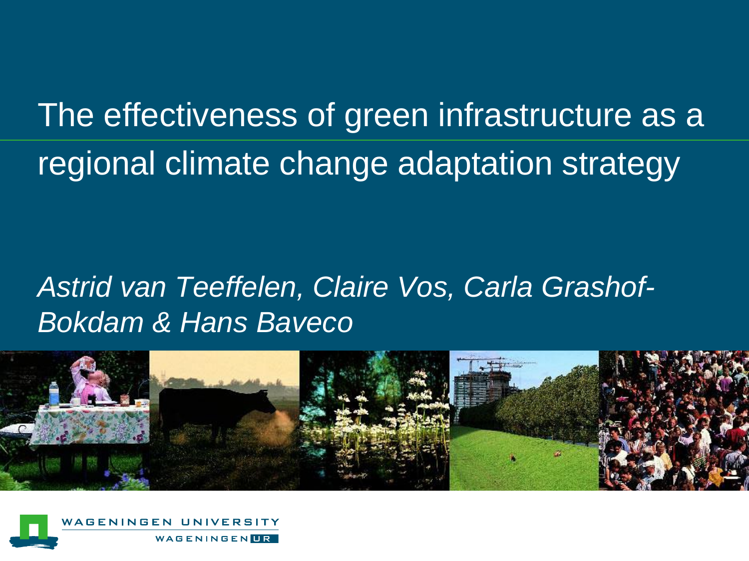# The effectiveness of green infrastructure as a regional climate change adaptation strategy

*Astrid van Teeffelen, Claire Vos, Carla Grashof-Bokdam & Hans Baveco*

WAGENINGEN UNIVERSITY

WAGENINGEN UR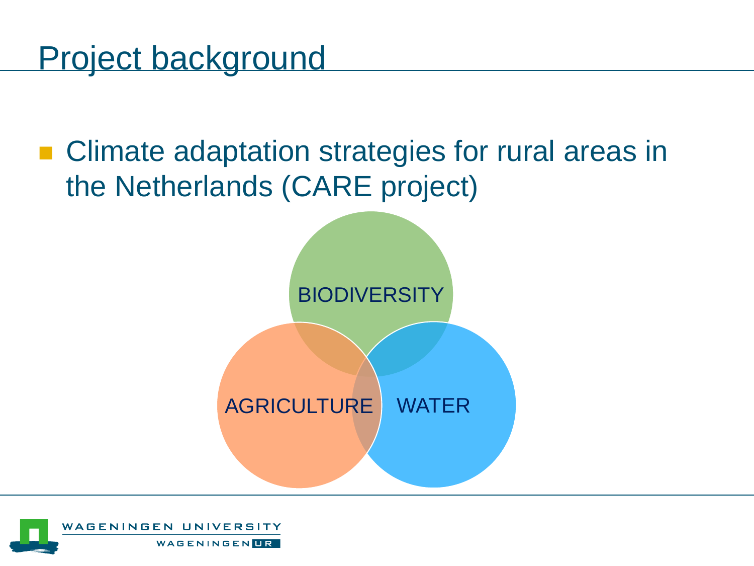# Project background

- Climate adaptation strategies for rural areas in the Netherlands (CARE project)

BIODIVERSITY

AGRICULTURE

WATER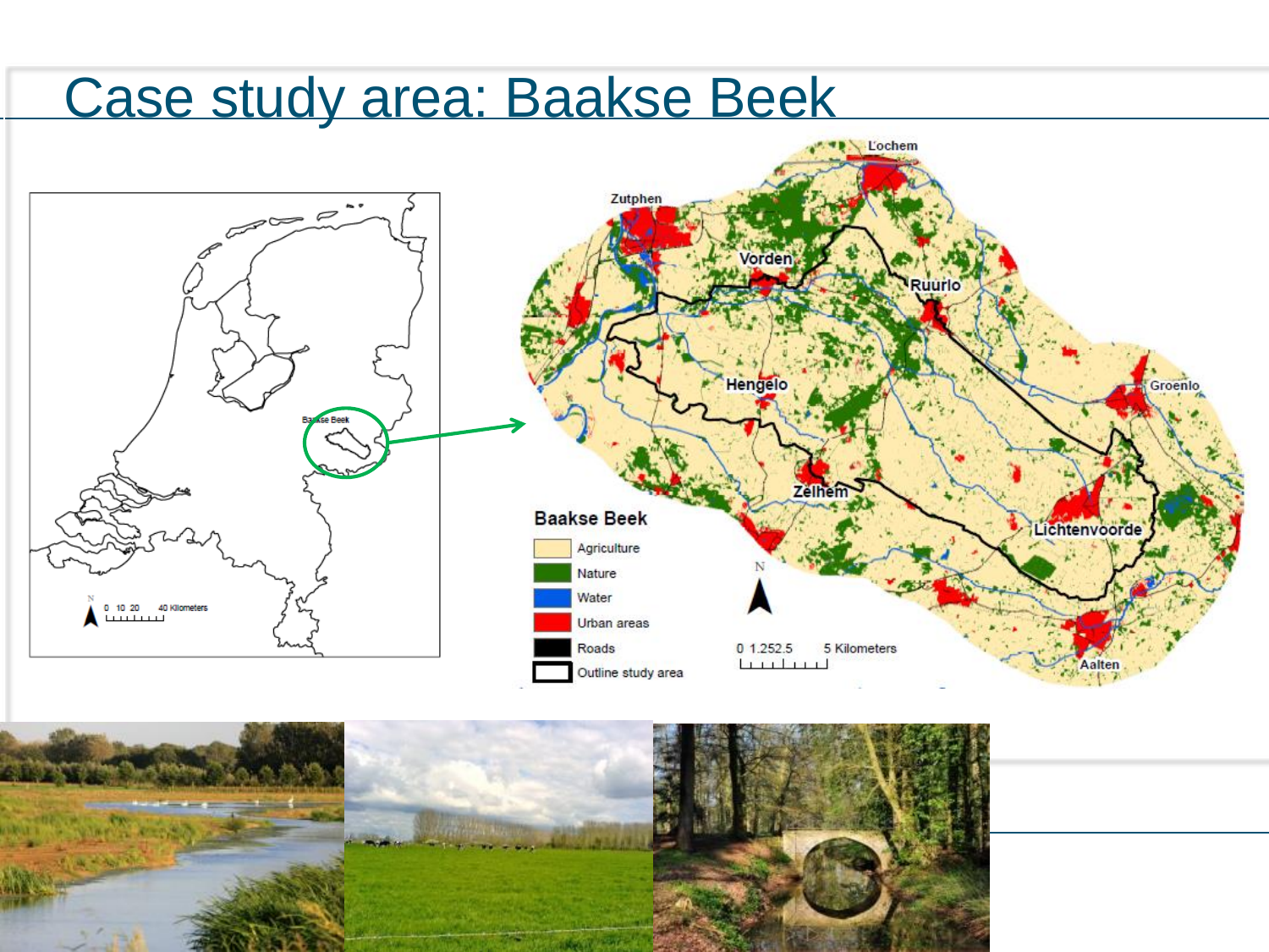# Case study area: Baakse Beek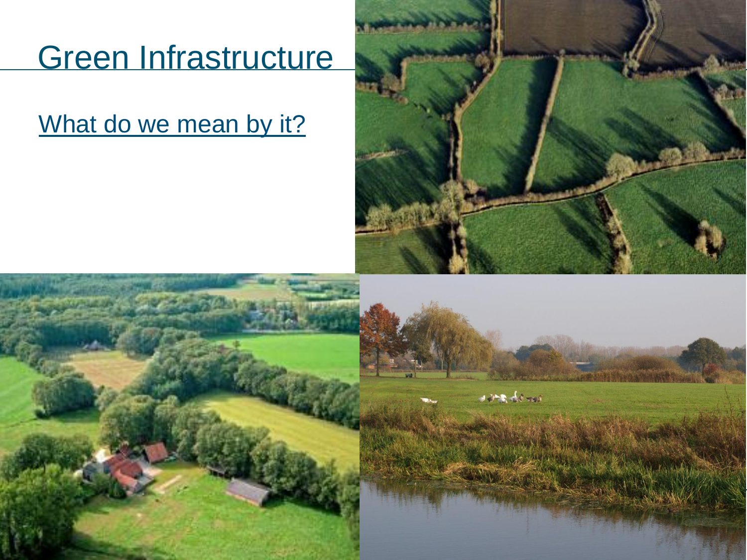# Green Infrastructure

What do we mean by it?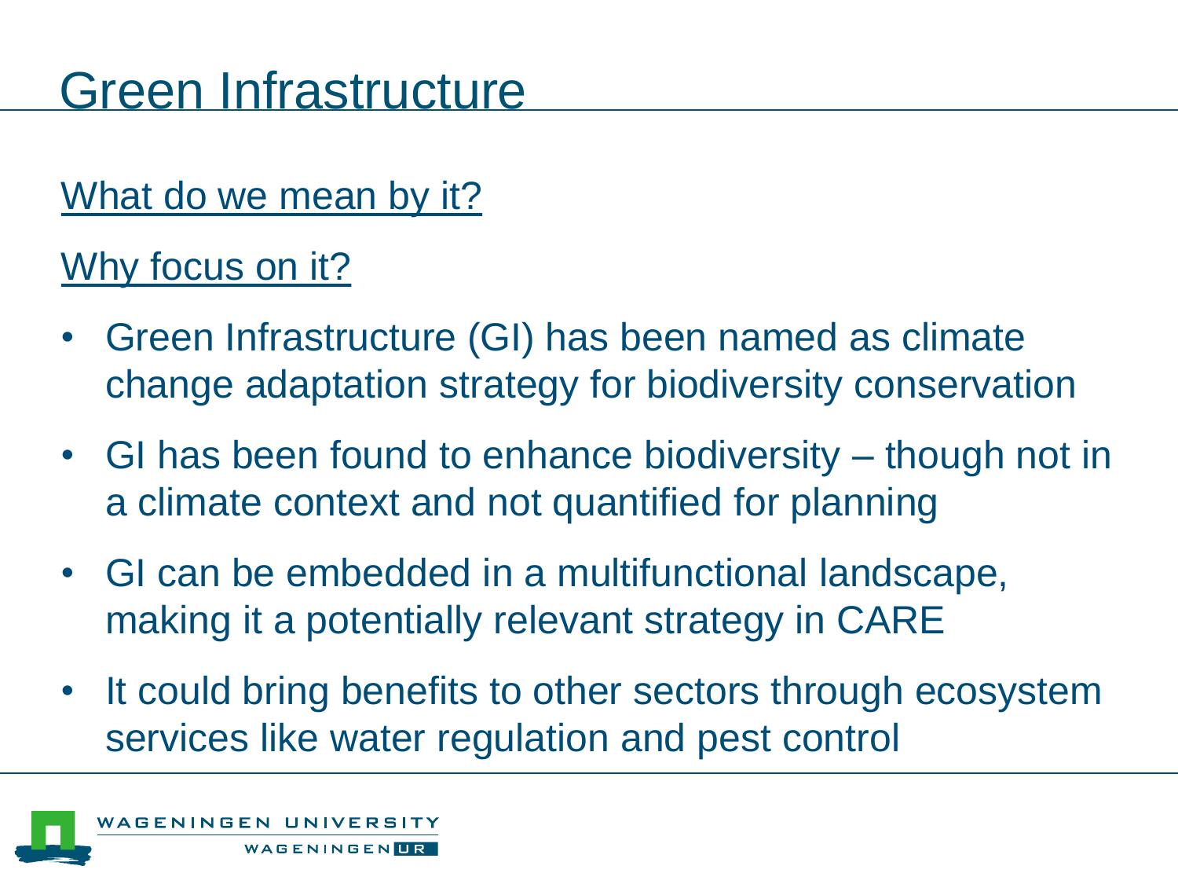# Green Infrastructure

What do we mean by it?

Why focus on it?

- Green Infrastructure (GI) has been named as climate change adaptation strategy for biodiversity conservation
- GI has been found to enhance biodiversity – though not in a climate context and not quantified for planning
- GI can be embedded in a multifunctional landscape, making it a potentially relevant strategy in CARE
- It could bring benefits to other sectors through ecosystem services like water regulation and pest control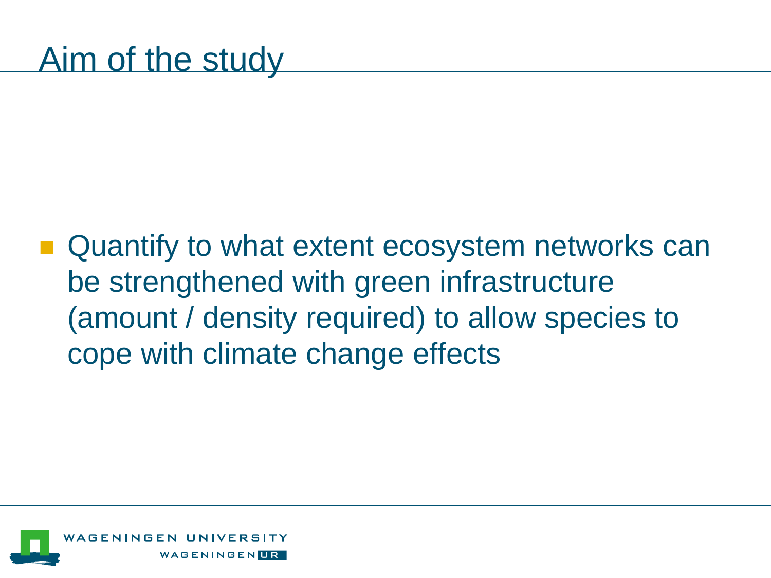# Aim of the study

- Quantify to what extent ecosystem networks can be strengthened with green infrastructure (amount / density required) to allow species to cope with climate change effects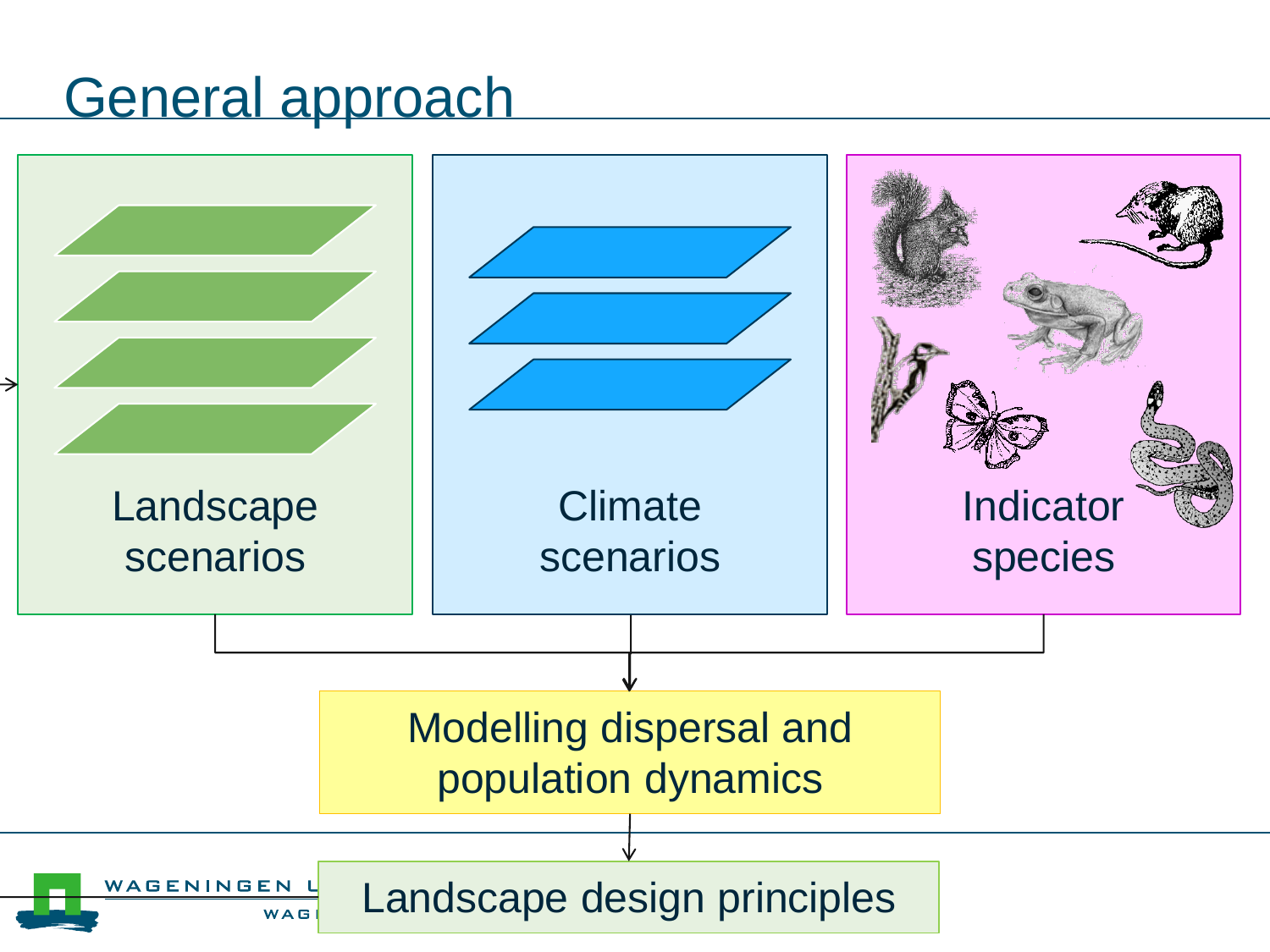# General approach

Landscape scenarios

Climate scenarios

Indicator species

Modelling dispersal and population dynamics

Landscape design principles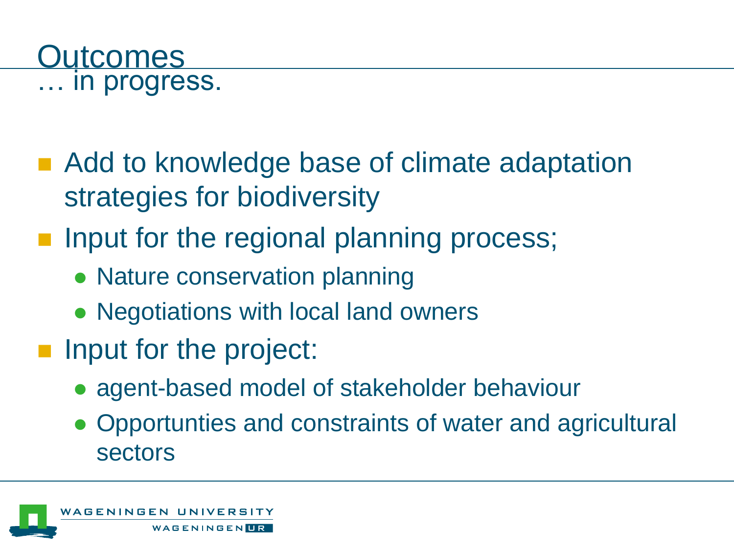# Outcomes
… in progress.

- Add to knowledge base of climate adaptation strategies for biodiversity
- Input for the regional planning process;
  - Nature conservation planning
  - Negotiations with local land owners
- Input for the project:
  - agent-based model of stakeholder behaviour
  - Opportunties and constraints of water and agricultural sectors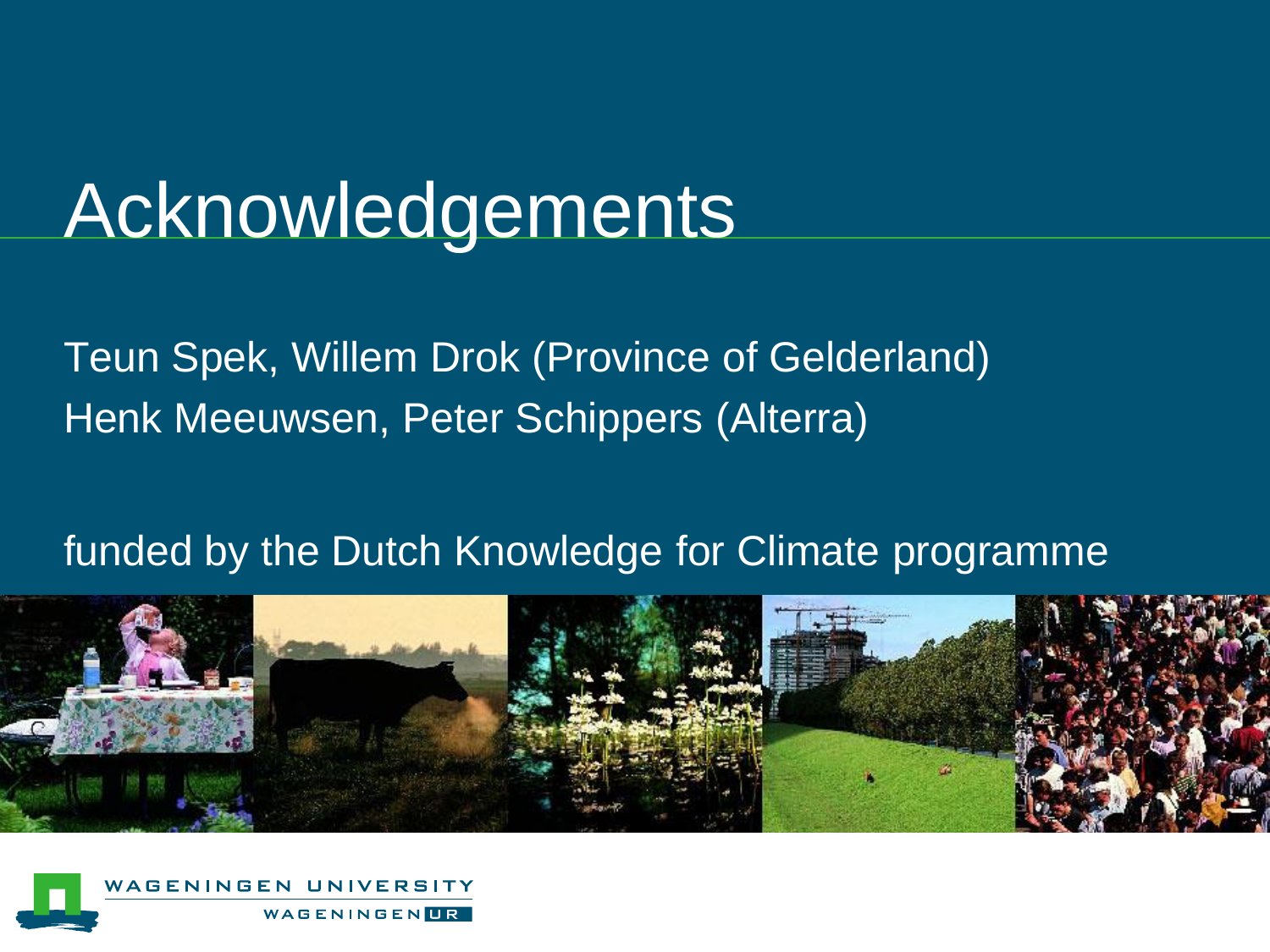# Acknowledgements

Teun Spek, Willem Drok (Province of Gelderland)
Henk Meeuwsen, Peter Schippers (Alterra)

funded by the Dutch Knowledge for Climate programme